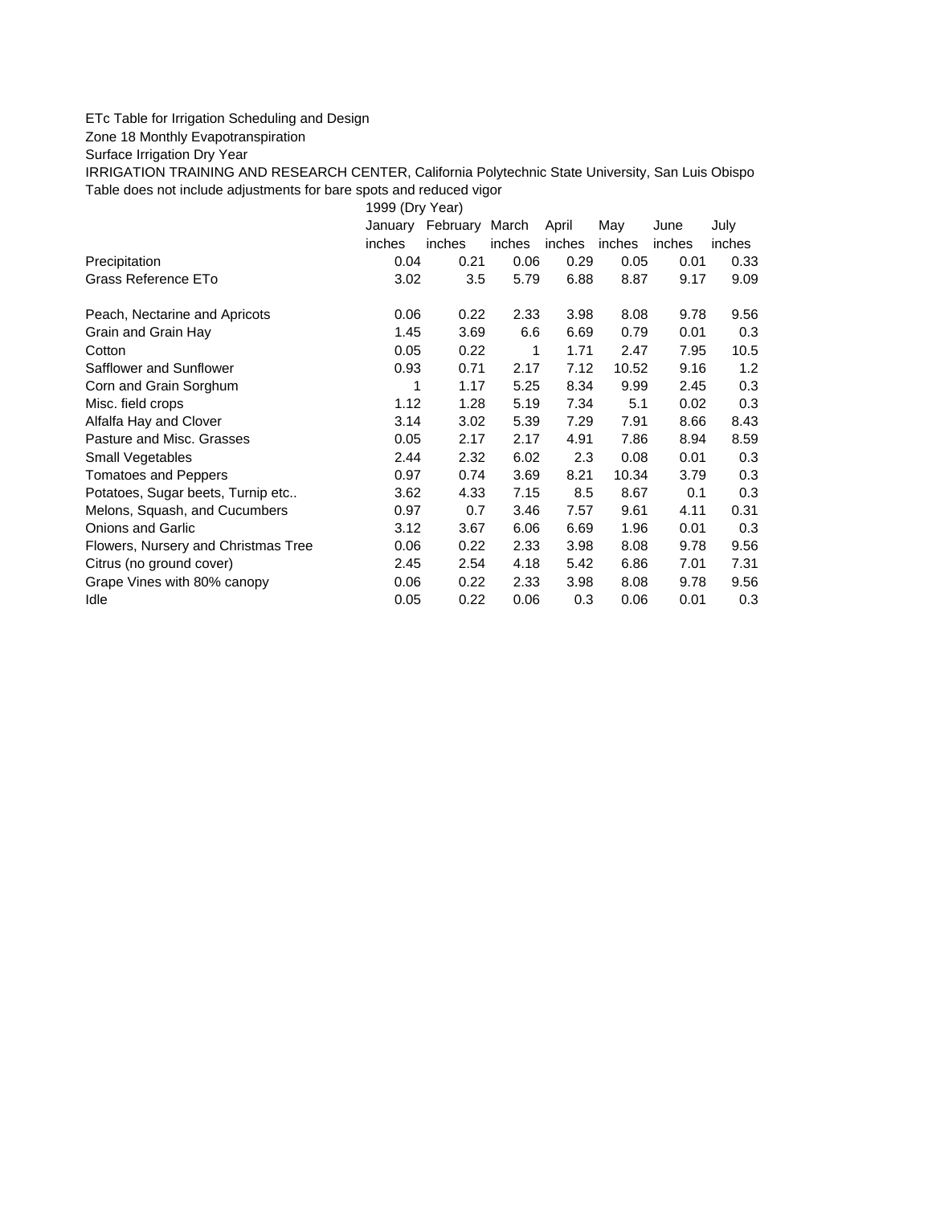ETc Table for Irrigation Scheduling and Design

Zone 18 Monthly Evapotranspiration

Surface Irrigation Dry Year

IRRIGATION TRAINING AND RESEARCH CENTER, California Polytechnic State University, San Luis Obispo

Table does not include adjustments for bare spots and reduced vigor

| | 1999 (Dry Year) | | | | | | |
|---|---|---|---|---|---|---|---|
| | January | February | March | April | May | June | July |
| | inches | inches | inches | inches | inches | inches | inches |
| Precipitation | 0.04 | 0.21 | 0.06 | 0.29 | 0.05 | 0.01 | 0.33 |
| Grass Reference ETo | 3.02 | 3.5 | 5.79 | 6.88 | 8.87 | 9.17 | 9.09 |
| | | | | | | | |
| Peach, Nectarine and Apricots | 0.06 | 0.22 | 2.33 | 3.98 | 8.08 | 9.78 | 9.56 |
| Grain and Grain Hay | 1.45 | 3.69 | 6.6 | 6.69 | 0.79 | 0.01 | 0.3 |
| Cotton | 0.05 | 0.22 | 1 | 1.71 | 2.47 | 7.95 | 10.5 |
| Safflower and Sunflower | 0.93 | 0.71 | 2.17 | 7.12 | 10.52 | 9.16 | 1.2 |
| Corn and Grain Sorghum | 1 | 1.17 | 5.25 | 8.34 | 9.99 | 2.45 | 0.3 |
| Misc. field crops | 1.12 | 1.28 | 5.19 | 7.34 | 5.1 | 0.02 | 0.3 |
| Alfalfa Hay and Clover | 3.14 | 3.02 | 5.39 | 7.29 | 7.91 | 8.66 | 8.43 |
| Pasture and Misc. Grasses | 0.05 | 2.17 | 2.17 | 4.91 | 7.86 | 8.94 | 8.59 |
| Small Vegetables | 2.44 | 2.32 | 6.02 | 2.3 | 0.08 | 0.01 | 0.3 |
| Tomatoes and Peppers | 0.97 | 0.74 | 3.69 | 8.21 | 10.34 | 3.79 | 0.3 |
| Potatoes, Sugar beets, Turnip etc.. | 3.62 | 4.33 | 7.15 | 8.5 | 8.67 | 0.1 | 0.3 |
| Melons, Squash, and Cucumbers | 0.97 | 0.7 | 3.46 | 7.57 | 9.61 | 4.11 | 0.31 |
| Onions and Garlic | 3.12 | 3.67 | 6.06 | 6.69 | 1.96 | 0.01 | 0.3 |
| Flowers, Nursery and Christmas Tree | 0.06 | 0.22 | 2.33 | 3.98 | 8.08 | 9.78 | 9.56 |
| Citrus (no ground cover) | 2.45 | 2.54 | 4.18 | 5.42 | 6.86 | 7.01 | 7.31 |
| Grape Vines with 80% canopy | 0.06 | 0.22 | 2.33 | 3.98 | 8.08 | 9.78 | 9.56 |
| Idle | 0.05 | 0.22 | 0.06 | 0.3 | 0.06 | 0.01 | 0.3 |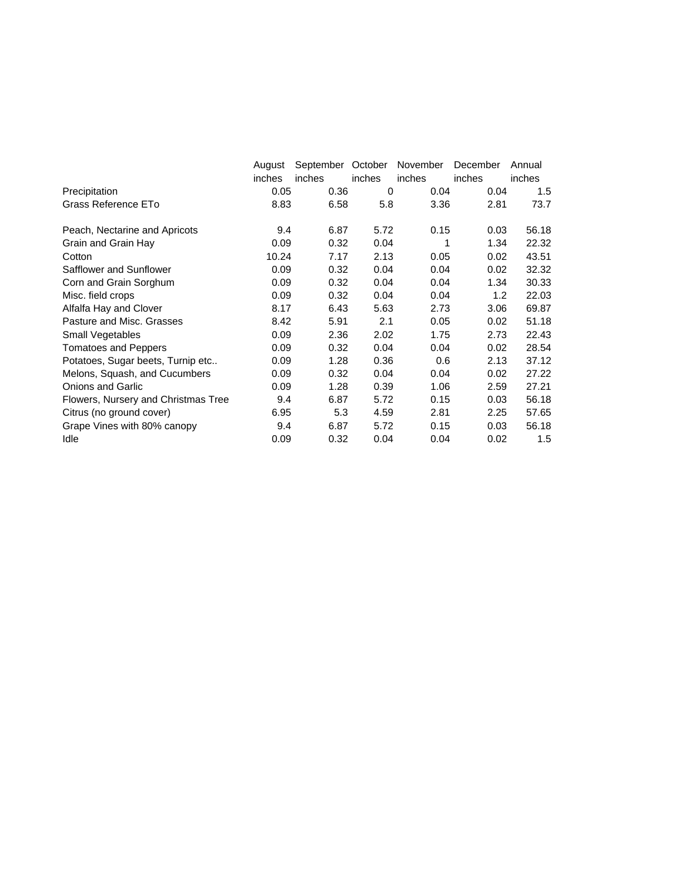| | August inches | September inches | October inches | November inches | December inches | Annual inches |
|---|---|---|---|---|---|---|
| Precipitation | 0.05 | 0.36 | 0 | 0.04 | 0.04 | 1.5 |
| Grass Reference ETo | 8.83 | 6.58 | 5.8 | 3.36 | 2.81 | 73.7 |
| | | | | | | |
| Peach, Nectarine and Apricots | 9.4 | 6.87 | 5.72 | 0.15 | 0.03 | 56.18 |
| Grain and Grain Hay | 0.09 | 0.32 | 0.04 | 1 | 1.34 | 22.32 |
| Cotton | 10.24 | 7.17 | 2.13 | 0.05 | 0.02 | 43.51 |
| Safflower and Sunflower | 0.09 | 0.32 | 0.04 | 0.04 | 0.02 | 32.32 |
| Corn and Grain Sorghum | 0.09 | 0.32 | 0.04 | 0.04 | 1.34 | 30.33 |
| Misc. field crops | 0.09 | 0.32 | 0.04 | 0.04 | 1.2 | 22.03 |
| Alfalfa Hay and Clover | 8.17 | 6.43 | 5.63 | 2.73 | 3.06 | 69.87 |
| Pasture and Misc. Grasses | 8.42 | 5.91 | 2.1 | 0.05 | 0.02 | 51.18 |
| Small Vegetables | 0.09 | 2.36 | 2.02 | 1.75 | 2.73 | 22.43 |
| Tomatoes and Peppers | 0.09 | 0.32 | 0.04 | 0.04 | 0.02 | 28.54 |
| Potatoes, Sugar beets, Turnip etc.. | 0.09 | 1.28 | 0.36 | 0.6 | 2.13 | 37.12 |
| Melons, Squash, and Cucumbers | 0.09 | 0.32 | 0.04 | 0.04 | 0.02 | 27.22 |
| Onions and Garlic | 0.09 | 1.28 | 0.39 | 1.06 | 2.59 | 27.21 |
| Flowers, Nursery and Christmas Tree | 9.4 | 6.87 | 5.72 | 0.15 | 0.03 | 56.18 |
| Citrus (no ground cover) | 6.95 | 5.3 | 4.59 | 2.81 | 2.25 | 57.65 |
| Grape Vines with 80% canopy | 9.4 | 6.87 | 5.72 | 0.15 | 0.03 | 56.18 |
| Idle | 0.09 | 0.32 | 0.04 | 0.04 | 0.02 | 1.5 |